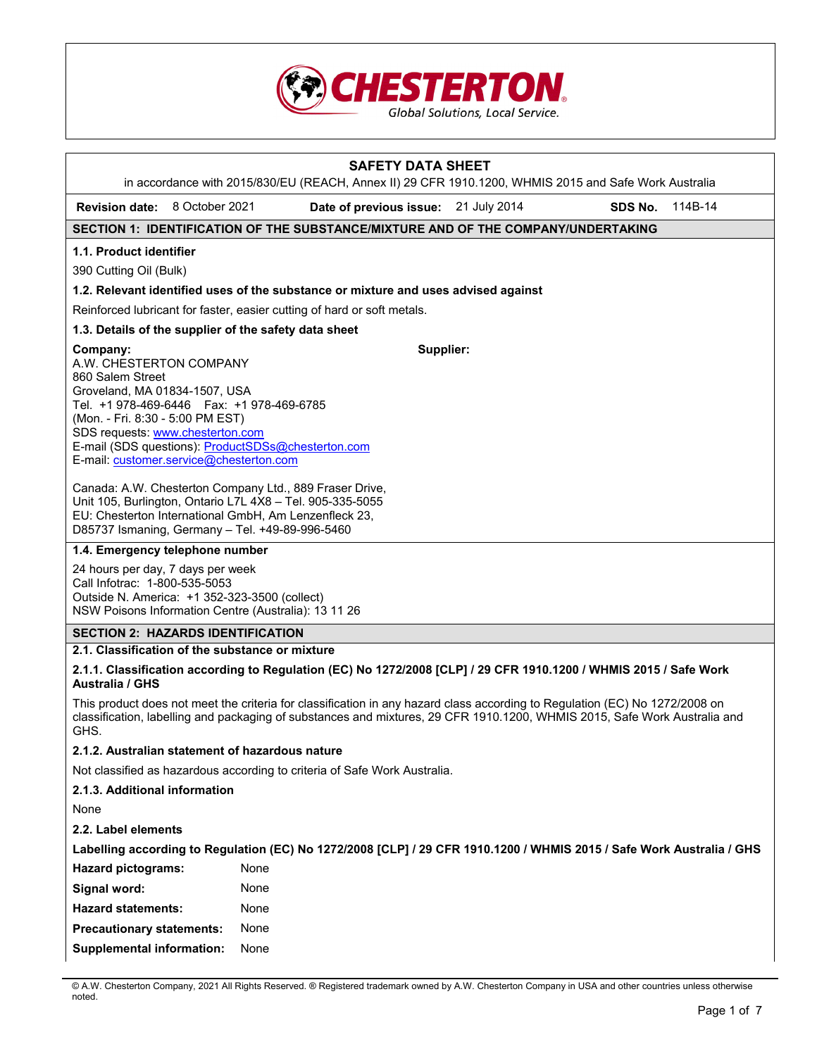CHESTERTON
Global Solutions, Local Service.

# SAFETY DATA SHEET

in accordance with 2015/830/EU (REACH, Annex II) 29 CFR 1910.1200, WHMIS 2015 and Safe Work Australia

| | | | | | |
|---|---|---|---|---|---|
| **Revision date:** | 8 October 2021 | **Date of previous issue:** | 21 July 2014 | **SDS No.** | 114B-14 |

## SECTION 1: IDENTIFICATION OF THE SUBSTANCE/MIXTURE AND OF THE COMPANY/UNDERTAKING

### 1.1. Product identifier

390 Cutting Oil (Bulk)

### 1.2. Relevant identified uses of the substance or mixture and uses advised against

Reinforced lubricant for faster, easier cutting of hard or soft metals.

### 1.3. Details of the supplier of the safety data sheet

**Company:**
A.W. CHESTERTON COMPANY
860 Salem Street
Groveland, MA 01834-1507, USA
Tel. +1 978-469-6446 Fax: +1 978-469-6785
(Mon. - Fri. 8:30 - 5:00 PM EST)
SDS requests: www.chesterton.com
E-mail (SDS questions): ProductSDSs@chesterton.com
E-mail: customer.service@chesterton.com

**Supplier:**

Canada: A.W. Chesterton Company Ltd., 889 Fraser Drive, Unit 105, Burlington, Ontario L7L 4X8 – Tel. 905-335-5055
EU: Chesterton International GmbH, Am Lenzenfleck 23, D85737 Ismaning, Germany – Tel. +49-89-996-5460

### 1.4. Emergency telephone number

24 hours per day, 7 days per week
Call Infotrac: 1-800-535-5053
Outside N. America: +1 352-323-3500 (collect)
NSW Poisons Information Centre (Australia): 13 11 26

## SECTION 2: HAZARDS IDENTIFICATION

### 2.1. Classification of the substance or mixture

#### 2.1.1. Classification according to Regulation (EC) No 1272/2008 [CLP] / 29 CFR 1910.1200 / WHMIS 2015 / Safe Work Australia / GHS

This product does not meet the criteria for classification in any hazard class according to Regulation (EC) No 1272/2008 on classification, labelling and packaging of substances and mixtures, 29 CFR 1910.1200, WHMIS 2015, Safe Work Australia and GHS.

#### 2.1.2. Australian statement of hazardous nature

Not classified as hazardous according to criteria of Safe Work Australia.

#### 2.1.3. Additional information

None

### 2.2. Label elements

**Labelling according to Regulation (EC) No 1272/2008 [CLP] / 29 CFR 1910.1200 / WHMIS 2015 / Safe Work Australia / GHS**

| | |
|---|---|
| **Hazard pictograms:** | None |
| **Signal word:** | None |
| **Hazard statements:** | None |
| **Precautionary statements:** | None |
| **Supplemental information:** | None |

© A.W. Chesterton Company, 2021 All Rights Reserved. ® Registered trademark owned by A.W. Chesterton Company in USA and other countries unless otherwise noted.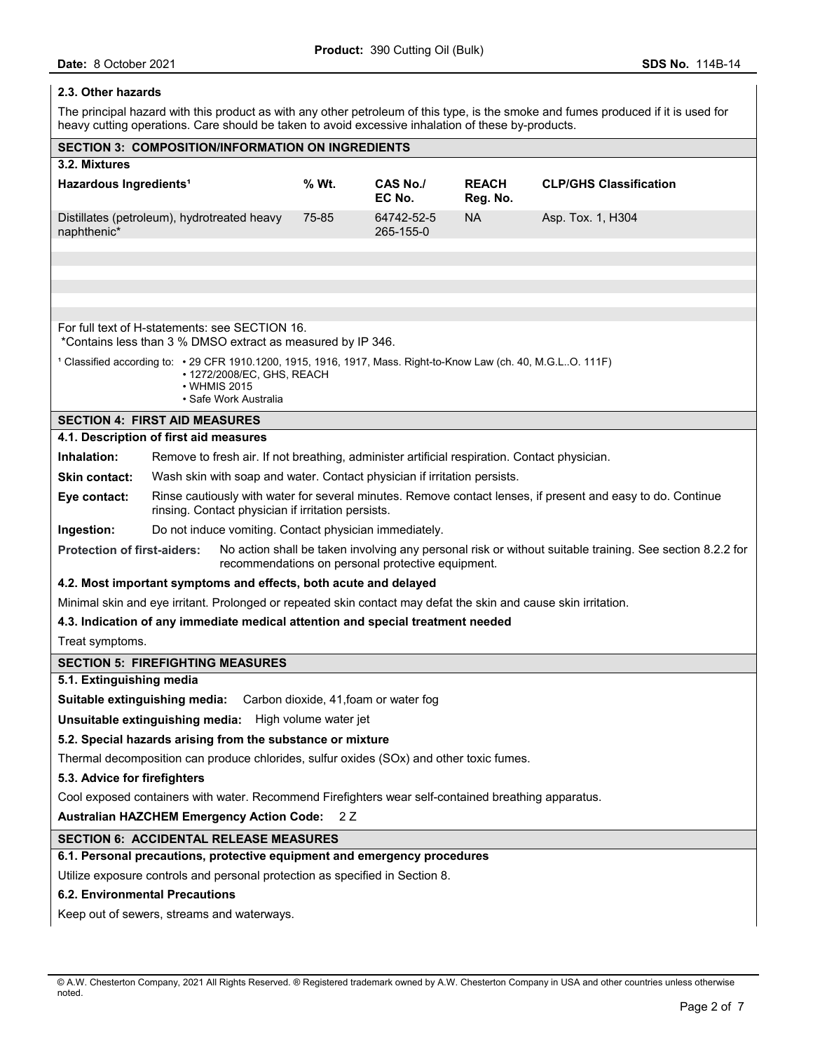### 2.3. Other hazards

The principal hazard with this product as with any other petroleum of this type, is the smoke and fumes produced if it is used for heavy cutting operations. Care should be taken to avoid excessive inhalation of these by-products.

## SECTION 3: COMPOSITION/INFORMATION ON INGREDIENTS

### 3.2. Mixtures

| Hazardous Ingredients[1] | % Wt. | CAS No./ EC No. | REACH Reg. No. | CLP/GHS Classification |
|---|---|---|---|---|
| Distillates (petroleum), hydrotreated heavy naphthenic* | 75-85 | 64742-52-5 265-155-0 | NA | Asp. Tox. 1, H304 |

For full text of H-statements: see SECTION 16.
*Contains less than 3 % DMSO extract as measured by IP 346.

[1] Classified according to:
- 29 CFR 1910.1200, 1915, 1916, 1917, Mass. Right-to-Know Law (ch. 40, M.G.L..O. 111F)
- 1272/2008/EC, GHS, REACH
- WHMIS 2015
- Safe Work Australia

## SECTION 4: FIRST AID MEASURES

### 4.1. Description of first aid measures

**Inhalation:** Remove to fresh air. If not breathing, administer artificial respiration. Contact physician.

**Skin contact:** Wash skin with soap and water. Contact physician if irritation persists.

**Eye contact:** Rinse cautiously with water for several minutes. Remove contact lenses, if present and easy to do. Continue rinsing. Contact physician if irritation persists.

**Ingestion:** Do not induce vomiting. Contact physician immediately.

**Protection of first-aiders:** No action shall be taken involving any personal risk or without suitable training. See section 8.2.2 for recommendations on personal protective equipment.

### 4.2. Most important symptoms and effects, both acute and delayed

Minimal skin and eye irritant. Prolonged or repeated skin contact may defat the skin and cause skin irritation.

### 4.3. Indication of any immediate medical attention and special treatment needed

Treat symptoms.

## SECTION 5: FIREFIGHTING MEASURES

### 5.1. Extinguishing media

**Suitable extinguishing media:** Carbon dioxide, 41,foam or water fog

**Unsuitable extinguishing media:** High volume water jet

### 5.2. Special hazards arising from the substance or mixture

Thermal decomposition can produce chlorides, sulfur oxides (SOx) and other toxic fumes.

### 5.3. Advice for firefighters

Cool exposed containers with water. Recommend Firefighters wear self-contained breathing apparatus.

**Australian HAZCHEM Emergency Action Code:** 2 Z

## SECTION 6: ACCIDENTAL RELEASE MEASURES

### 6.1. Personal precautions, protective equipment and emergency procedures

Utilize exposure controls and personal protection as specified in Section 8.

### 6.2. Environmental Precautions

Keep out of sewers, streams and waterways.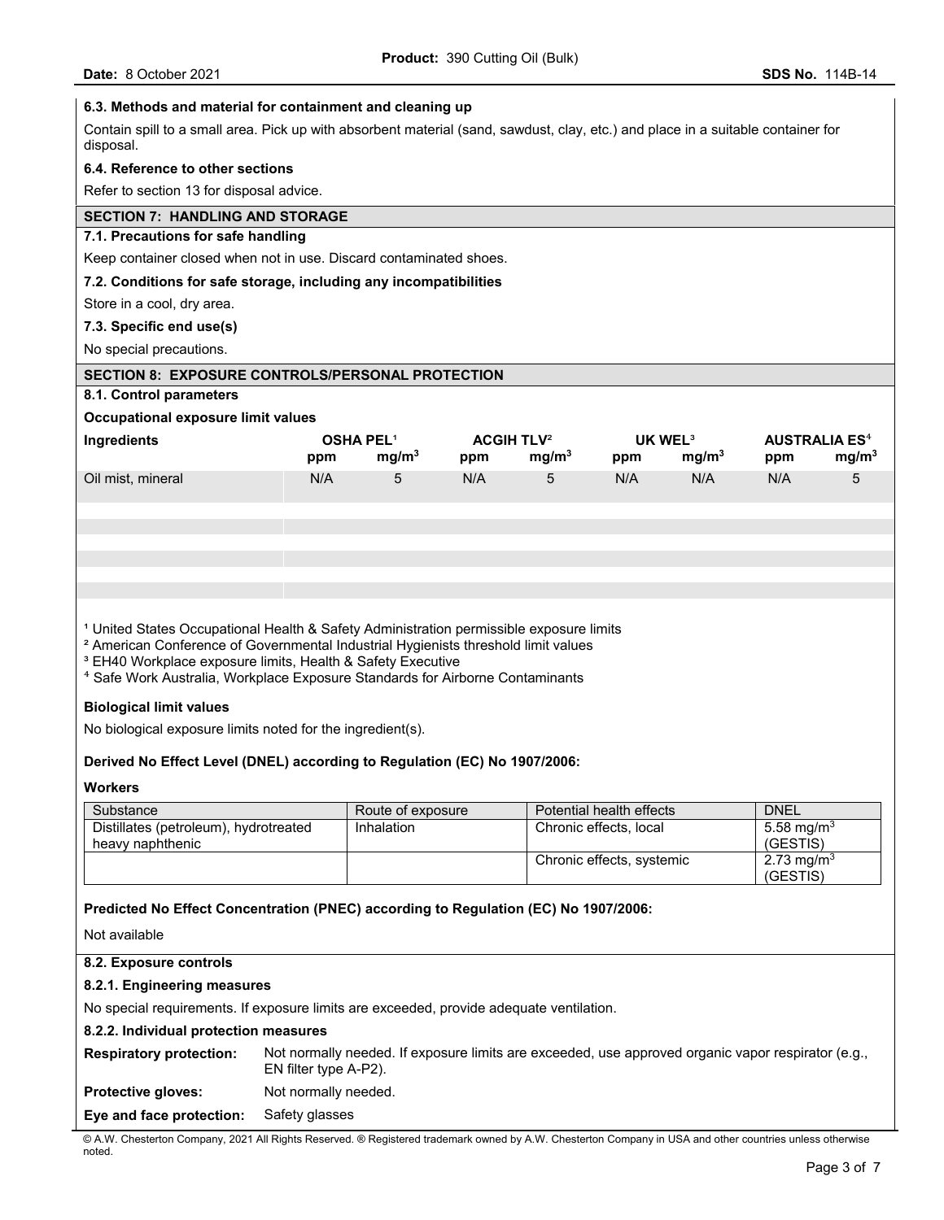### 6.3. Methods and material for containment and cleaning up

Contain spill to a small area. Pick up with absorbent material (sand, sawdust, clay, etc.) and place in a suitable container for disposal.

### 6.4. Reference to other sections

Refer to section 13 for disposal advice.

## SECTION 7: HANDLING AND STORAGE

### 7.1. Precautions for safe handling

Keep container closed when not in use. Discard contaminated shoes.

### 7.2. Conditions for safe storage, including any incompatibilities

Store in a cool, dry area.

### 7.3. Specific end use(s)

No special precautions.

## SECTION 8: EXPOSURE CONTROLS/PERSONAL PROTECTION

### 8.1. Control parameters

**Occupational exposure limit values**

| Ingredients | OSHA PEL[1] | | ACGIH TLV[2] | | UK WEL[3] | | AUSTRALIA ES[4] | |
|---|---|---|---|---|---|---|---|---|
| | ppm | $mg/m^3$ | ppm | $mg/m^3$ | ppm | $mg/m^3$ | ppm | $mg/m^3$ |
| Oil mist, mineral | N/A | 5 | N/A | 5 | N/A | N/A | N/A | 5 |

[1] United States Occupational Health & Safety Administration permissible exposure limits
[2] American Conference of Governmental Industrial Hygienists threshold limit values
[3] EH40 Workplace exposure limits, Health & Safety Executive
[4] Safe Work Australia, Workplace Exposure Standards for Airborne Contaminants

**Biological limit values**

No biological exposure limits noted for the ingredient(s).

**Derived No Effect Level (DNEL) according to Regulation (EC) No 1907/2006:**

**Workers**

| Substance | Route of exposure | Potential health effects | DNEL |
|---|---|---|---|
| Distillates (petroleum), hydrotreated heavy naphthenic | Inhalation | Chronic effects, local | 5.58 $mg/m^3$ (GESTIS) |
| | | Chronic effects, systemic | 2.73 $mg/m^3$ (GESTIS) |

**Predicted No Effect Concentration (PNEC) according to Regulation (EC) No 1907/2006:**

Not available

### 8.2. Exposure controls

#### 8.2.1. Engineering measures

No special requirements. If exposure limits are exceeded, provide adequate ventilation.

#### 8.2.2. Individual protection measures

**Respiratory protection:** Not normally needed. If exposure limits are exceeded, use approved organic vapor respirator (e.g., EN filter type A-P2).

**Protective gloves:** Not normally needed.

**Eye and face protection:** Safety glasses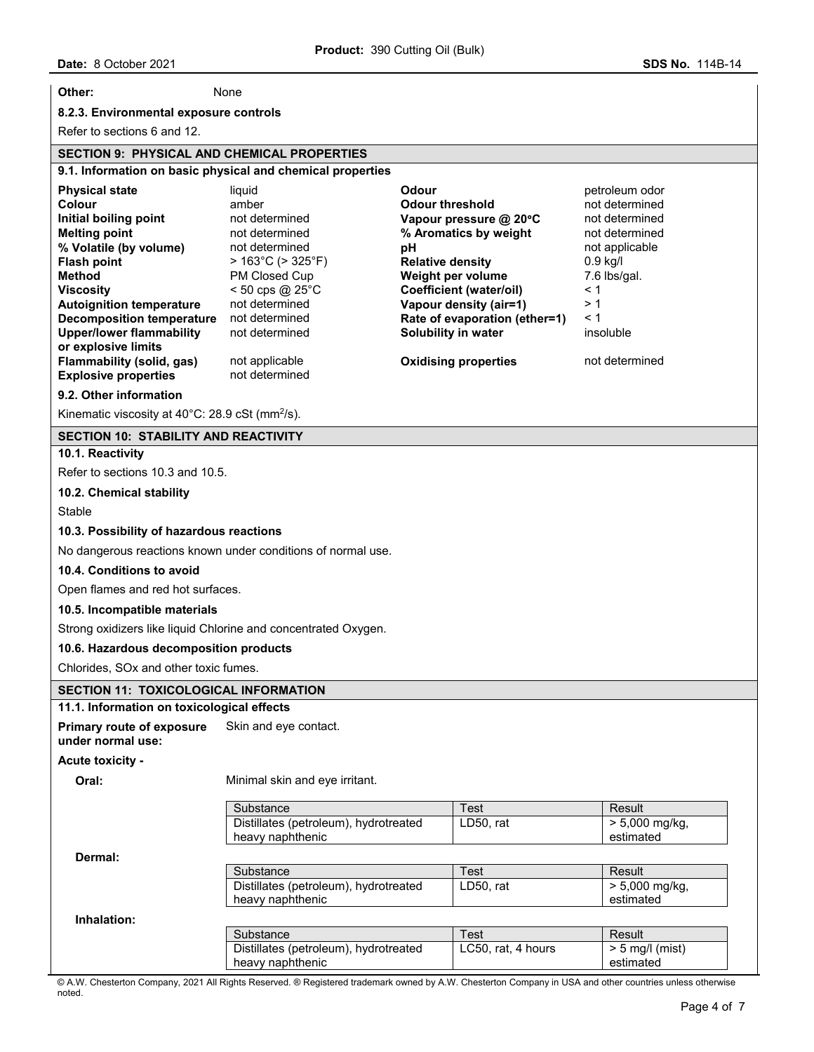**Other:** None

**8.2.3. Environmental exposure controls**

Refer to sections 6 and 12.

## SECTION 9: PHYSICAL AND CHEMICAL PROPERTIES

### 9.1. Information on basic physical and chemical properties

| | | | |
|---|---|---|---|
| **Physical state** | liquid | **Odour** | petroleum odor |
| **Colour** | amber | **Odour threshold** | not determined |
| **Initial boiling point** | not determined | **Vapour pressure @ 20°C** | not determined |
| **Melting point** | not determined | **% Aromatics by weight** | not determined |
| **% Volatile (by volume)** | not determined | **pH** | not applicable |
| **Flash point** | > 163°C (> 325°F) | **Relative density** | 0.9 kg/l |
| **Method** | PM Closed Cup | **Weight per volume** | 7.6 lbs/gal. |
| **Viscosity** | < 50 cps @ 25°C | **Coefficient (water/oil)** | < 1 |
| **Autoignition temperature** | not determined | **Vapour density (air=1)** | > 1 |
| **Decomposition temperature** | not determined | **Rate of evaporation (ether=1)** | < 1 |
| **Upper/lower flammability or explosive limits** | not determined | **Solubility in water** | insoluble |
| **Flammability (solid, gas)** | not applicable | **Oxidising properties** | not determined |
| **Explosive properties** | not determined | | |

### 9.2. Other information

Kinematic viscosity at 40°C: 28.9 cSt ($mm^2/s$).

## SECTION 10: STABILITY AND REACTIVITY

### 10.1. Reactivity

Refer to sections 10.3 and 10.5.

### 10.2. Chemical stability

Stable

### 10.3. Possibility of hazardous reactions

No dangerous reactions known under conditions of normal use.

### 10.4. Conditions to avoid

Open flames and red hot surfaces.

### 10.5. Incompatible materials

Strong oxidizers like liquid Chlorine and concentrated Oxygen.

### 10.6. Hazardous decomposition products

Chlorides, SOx and other toxic fumes.

## SECTION 11: TOXICOLOGICAL INFORMATION

### 11.1. Information on toxicological effects

**Primary route of exposure under normal use:** Skin and eye contact.

**Acute toxicity -**

**Oral:** Minimal skin and eye irritant.

| Substance | Test | Result |
|---|---|---|
| Distillates (petroleum), hydrotreated heavy naphthenic | LD50, rat | > 5,000 mg/kg, estimated |

**Dermal:**

| Substance | Test | Result |
|---|---|---|
| Distillates (petroleum), hydrotreated heavy naphthenic | LD50, rat | > 5,000 mg/kg, estimated |

**Inhalation:**

| Substance | Test | Result |
|---|---|---|
| Distillates (petroleum), hydrotreated heavy naphthenic | LC50, rat, 4 hours | > 5 mg/l (mist) estimated |

© A.W. Chesterton Company, 2021 All Rights Reserved. ® Registered trademark owned by A.W. Chesterton Company in USA and other countries unless otherwise noted.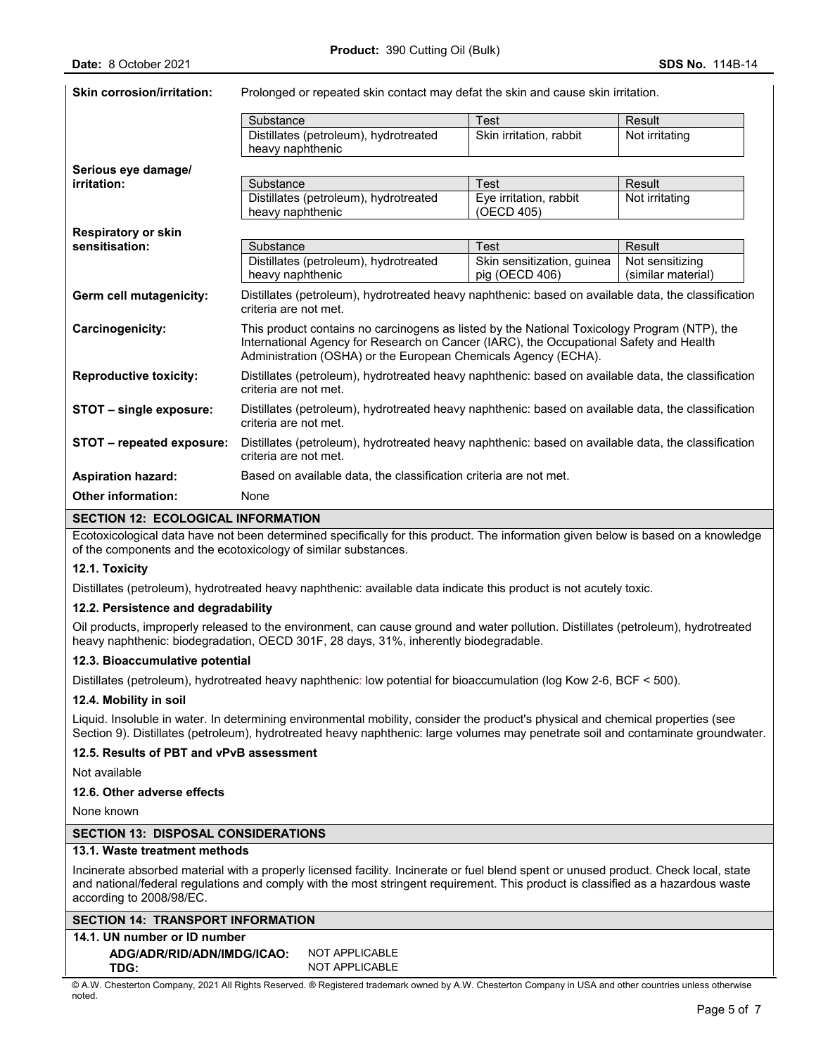**Skin corrosion/irritation:** Prolonged or repeated skin contact may defat the skin and cause skin irritation.

| Substance | Test | Result |
|---|---|---|
| Distillates (petroleum), hydrotreated heavy naphthenic | Skin irritation, rabbit | Not irritating |

**Serious eye damage/ irritation:**

| Substance | Test | Result |
|---|---|---|
| Distillates (petroleum), hydrotreated heavy naphthenic | Eye irritation, rabbit (OECD 405) | Not irritating |

**Respiratory or skin sensitisation:**

| Substance | Test | Result |
|---|---|---|
| Distillates (petroleum), hydrotreated heavy naphthenic | Skin sensitization, guinea pig (OECD 406) | Not sensitizing (similar material) |

**Germ cell mutagenicity:** Distillates (petroleum), hydrotreated heavy naphthenic: based on available data, the classification criteria are not met.

**Carcinogenicity:** This product contains no carcinogens as listed by the National Toxicology Program (NTP), the International Agency for Research on Cancer (IARC), the Occupational Safety and Health Administration (OSHA) or the European Chemicals Agency (ECHA).

**Reproductive toxicity:** Distillates (petroleum), hydrotreated heavy naphthenic: based on available data, the classification criteria are not met.

**STOT – single exposure:** Distillates (petroleum), hydrotreated heavy naphthenic: based on available data, the classification criteria are not met.

**STOT – repeated exposure:** Distillates (petroleum), hydrotreated heavy naphthenic: based on available data, the classification criteria are not met.

**Aspiration hazard:** Based on available data, the classification criteria are not met.

**Other information:** None

## SECTION 12: ECOLOGICAL INFORMATION

Ecotoxicological data have not been determined specifically for this product. The information given below is based on a knowledge of the components and the ecotoxicology of similar substances.

### 12.1. Toxicity

Distillates (petroleum), hydrotreated heavy naphthenic: available data indicate this product is not acutely toxic.

### 12.2. Persistence and degradability

Oil products, improperly released to the environment, can cause ground and water pollution. Distillates (petroleum), hydrotreated heavy naphthenic: biodegradation, OECD 301F, 28 days, 31%, inherently biodegradable.

### 12.3. Bioaccumulative potential

Distillates (petroleum), hydrotreated heavy naphthenic: low potential for bioaccumulation (log Kow 2-6, BCF < 500).

### 12.4. Mobility in soil

Liquid. Insoluble in water. In determining environmental mobility, consider the product's physical and chemical properties (see Section 9). Distillates (petroleum), hydrotreated heavy naphthenic: large volumes may penetrate soil and contaminate groundwater.

### 12.5. Results of PBT and vPvB assessment

Not available

### 12.6. Other adverse effects

None known

## SECTION 13: DISPOSAL CONSIDERATIONS

### 13.1. Waste treatment methods

Incinerate absorbed material with a properly licensed facility. Incinerate or fuel blend spent or unused product. Check local, state and national/federal regulations and comply with the most stringent requirement. This product is classified as a hazardous waste according to 2008/98/EC.

## SECTION 14: TRANSPORT INFORMATION

### 14.1. UN number or ID number

**ADG/ADR/RID/ADN/IMDG/ICAO:** NOT APPLICABLE
**TDG:** NOT APPLICABLE

© A.W. Chesterton Company, 2021 All Rights Reserved. ® Registered trademark owned by A.W. Chesterton Company in USA and other countries unless otherwise noted.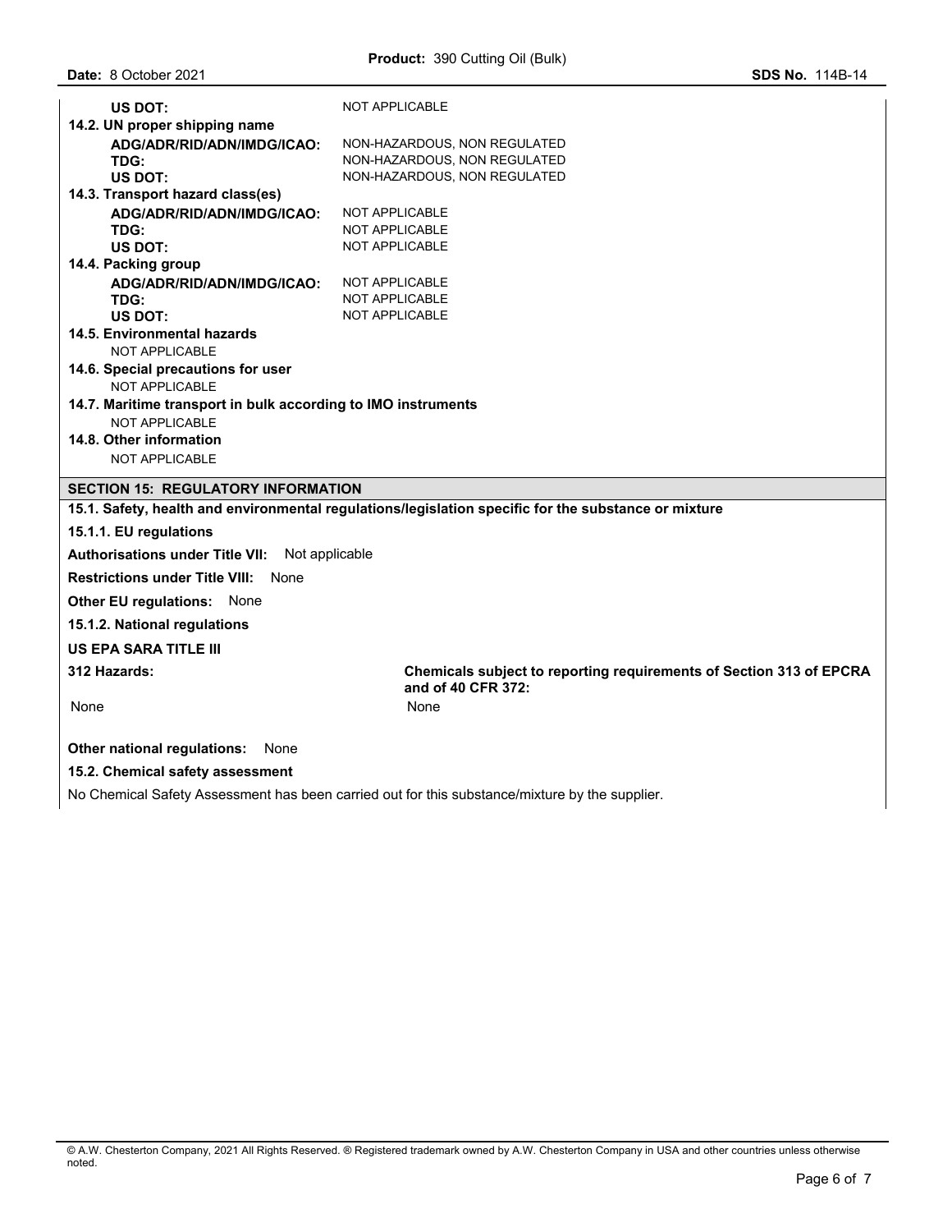US DOT: NOT APPLICABLE

**14.2. UN proper shipping name**

| | |
|---|---|
| **ADG/ADR/RID/ADN/IMDG/ICAO:** | NON-HAZARDOUS, NON REGULATED |
| **TDG:** | NON-HAZARDOUS, NON REGULATED |
| **US DOT:** | NON-HAZARDOUS, NON REGULATED |

**14.3. Transport hazard class(es)**

| | |
|---|---|
| **ADG/ADR/RID/ADN/IMDG/ICAO:** | NOT APPLICABLE |
| **TDG:** | NOT APPLICABLE |
| **US DOT:** | NOT APPLICABLE |

**14.4. Packing group**

| | |
|---|---|
| **ADG/ADR/RID/ADN/IMDG/ICAO:** | NOT APPLICABLE |
| **TDG:** | NOT APPLICABLE |
| **US DOT:** | NOT APPLICABLE |

**14.5. Environmental hazards**

NOT APPLICABLE

**14.6. Special precautions for user**

NOT APPLICABLE

**14.7. Maritime transport in bulk according to IMO instruments**

NOT APPLICABLE

**14.8. Other information**

NOT APPLICABLE

## SECTION 15: REGULATORY INFORMATION

**15.1. Safety, health and environmental regulations/legislation specific for the substance or mixture**

**15.1.1. EU regulations**

**Authorisations under Title VII:** Not applicable

**Restrictions under Title VIII:** None

**Other EU regulations:** None

**15.1.2. National regulations**

**US EPA SARA TITLE III**

| **312 Hazards:** | **Chemicals subject to reporting requirements of Section 313 of EPCRA and of 40 CFR 372:** |
|---|---|
| None | None |

**Other national regulations:** None

**15.2. Chemical safety assessment**

No Chemical Safety Assessment has been carried out for this substance/mixture by the supplier.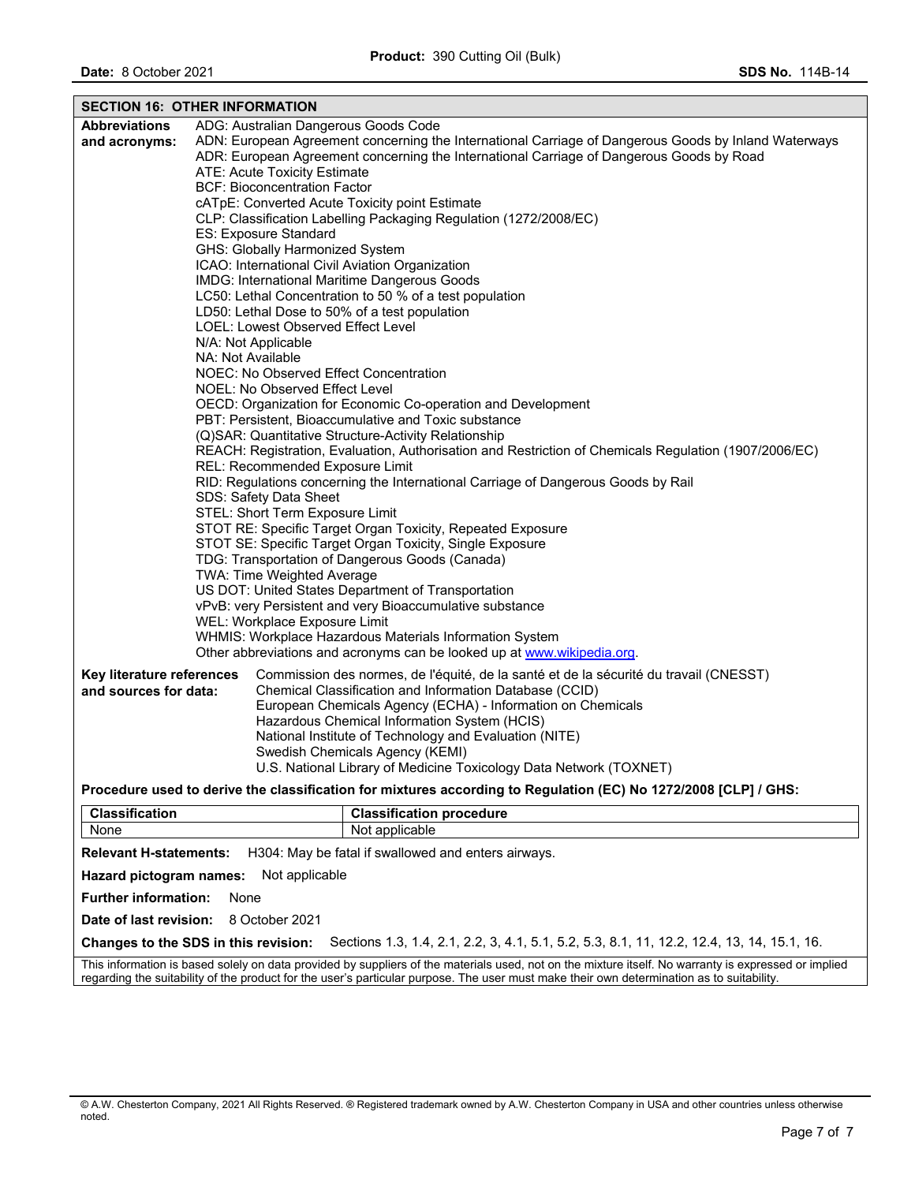## SECTION 16: OTHER INFORMATION

**Abbreviations and acronyms:**

ADG: Australian Dangerous Goods Code
ADN: European Agreement concerning the International Carriage of Dangerous Goods by Inland Waterways
ADR: European Agreement concerning the International Carriage of Dangerous Goods by Road
ATE: Acute Toxicity Estimate
BCF: Bioconcentration Factor
cATpE: Converted Acute Toxicity point Estimate
CLP: Classification Labelling Packaging Regulation (1272/2008/EC)
ES: Exposure Standard
GHS: Globally Harmonized System
ICAO: International Civil Aviation Organization
IMDG: International Maritime Dangerous Goods
LC50: Lethal Concentration to 50 % of a test population
LD50: Lethal Dose to 50% of a test population
LOEL: Lowest Observed Effect Level
N/A: Not Applicable
NA: Not Available
NOEC: No Observed Effect Concentration
NOEL: No Observed Effect Level
OECD: Organization for Economic Co-operation and Development
PBT: Persistent, Bioaccumulative and Toxic substance
(Q)SAR: Quantitative Structure-Activity Relationship
REACH: Registration, Evaluation, Authorisation and Restriction of Chemicals Regulation (1907/2006/EC)
REL: Recommended Exposure Limit
RID: Regulations concerning the International Carriage of Dangerous Goods by Rail
SDS: Safety Data Sheet
STEL: Short Term Exposure Limit
STOT RE: Specific Target Organ Toxicity, Repeated Exposure
STOT SE: Specific Target Organ Toxicity, Single Exposure
TDG: Transportation of Dangerous Goods (Canada)
TWA: Time Weighted Average
US DOT: United States Department of Transportation
vPvB: very Persistent and very Bioaccumulative substance
WEL: Workplace Exposure Limit
WHMIS: Workplace Hazardous Materials Information System
Other abbreviations and acronyms can be looked up at www.wikipedia.org.

**Key literature references and sources for data:**

Commission des normes, de l'équité, de la santé et de la sécurité du travail (CNESST)
Chemical Classification and Information Database (CCID)
European Chemicals Agency (ECHA) - Information on Chemicals
Hazardous Chemical Information System (HCIS)
National Institute of Technology and Evaluation (NITE)
Swedish Chemicals Agency (KEMI)
U.S. National Library of Medicine Toxicology Data Network (TOXNET)

**Procedure used to derive the classification for mixtures according to Regulation (EC) No 1272/2008 [CLP] / GHS:**

| Classification | Classification procedure |
|---|---|
| None | Not applicable |

**Relevant H-statements:** H304: May be fatal if swallowed and enters airways.

**Hazard pictogram names:** Not applicable

**Further information:** None

**Date of last revision:** 8 October 2021

**Changes to the SDS in this revision:** Sections 1.3, 1.4, 2.1, 2.2, 3, 4.1, 5.1, 5.2, 5.3, 8.1, 11, 12.2, 12.4, 13, 14, 15.1, 16.

This information is based solely on data provided by suppliers of the materials used, not on the mixture itself. No warranty is expressed or implied regarding the suitability of the product for the user's particular purpose. The user must make their own determination as to suitability.

© A.W. Chesterton Company, 2021 All Rights Reserved. ® Registered trademark owned by A.W. Chesterton Company in USA and other countries unless otherwise noted.